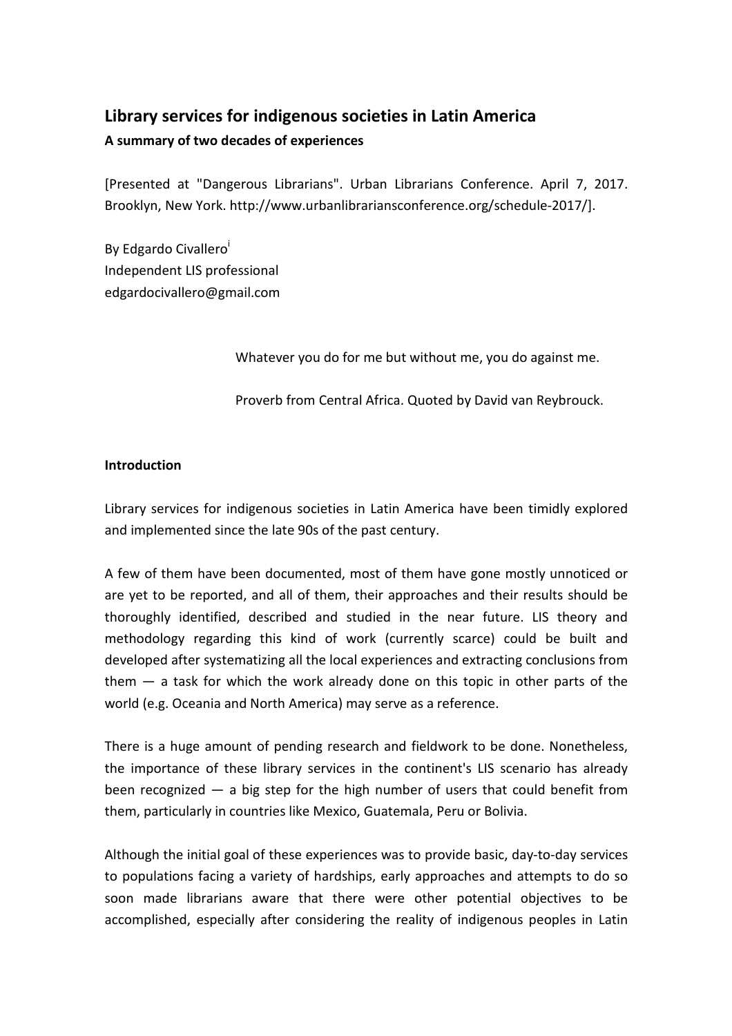## Library services for indigenous societies in Latin America

**A summary of two decades of experiences**

[Presented at "Dangerous Librarians". Urban Librarians Conference. April 7, 2017. Brooklyn, New York. http://www.urbanlibrariansconference.org/schedule-2017/].

By Edgardo Civallero[i]
Independent LIS professional
edgardocivallero@gmail.com

> Whatever you do for me but without me, you do against me.
>
> Proverb from Central Africa. Quoted by David van Reybrouck.

**Introduction**

Library services for indigenous societies in Latin America have been timidly explored and implemented since the late 90s of the past century.

A few of them have been documented, most of them have gone mostly unnoticed or are yet to be reported, and all of them, their approaches and their results should be thoroughly identified, described and studied in the near future. LIS theory and methodology regarding this kind of work (currently scarce) could be built and developed after systematizing all the local experiences and extracting conclusions from them — a task for which the work already done on this topic in other parts of the world (e.g. Oceania and North America) may serve as a reference.

There is a huge amount of pending research and fieldwork to be done. Nonetheless, the importance of these library services in the continent's LIS scenario has already been recognized — a big step for the high number of users that could benefit from them, particularly in countries like Mexico, Guatemala, Peru or Bolivia.

Although the initial goal of these experiences was to provide basic, day-to-day services to populations facing a variety of hardships, early approaches and attempts to do so soon made librarians aware that there were other potential objectives to be accomplished, especially after considering the reality of indigenous peoples in Latin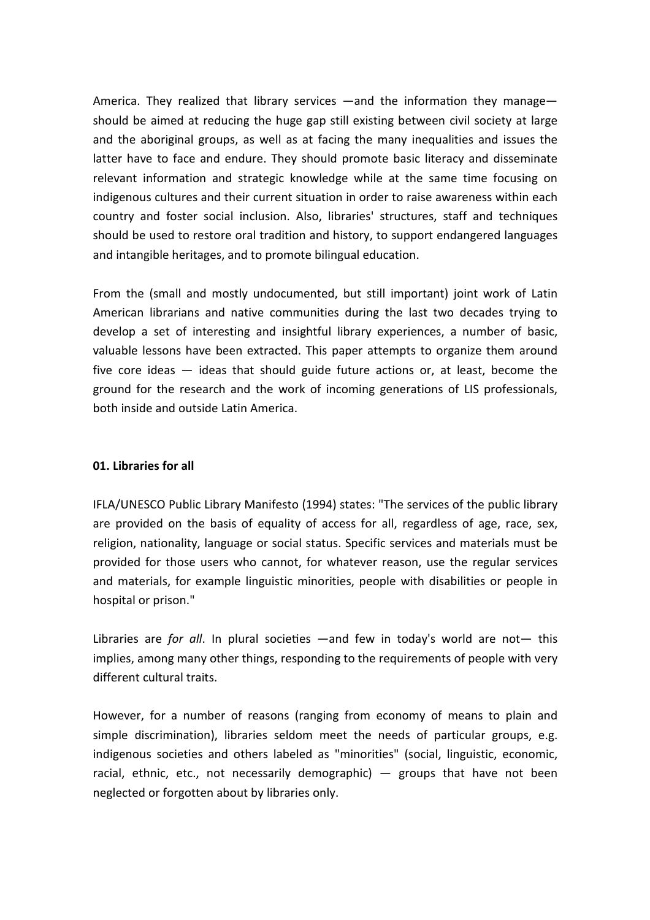America. They realized that library services —and the information they manage— should be aimed at reducing the huge gap still existing between civil society at large and the aboriginal groups, as well as at facing the many inequalities and issues the latter have to face and endure. They should promote basic literacy and disseminate relevant information and strategic knowledge while at the same time focusing on indigenous cultures and their current situation in order to raise awareness within each country and foster social inclusion. Also, libraries' structures, staff and techniques should be used to restore oral tradition and history, to support endangered languages and intangible heritages, and to promote bilingual education.

From the (small and mostly undocumented, but still important) joint work of Latin American librarians and native communities during the last two decades trying to develop a set of interesting and insightful library experiences, a number of basic, valuable lessons have been extracted. This paper attempts to organize them around five core ideas — ideas that should guide future actions or, at least, become the ground for the research and the work of incoming generations of LIS professionals, both inside and outside Latin America.

### 01. Libraries for all

IFLA/UNESCO Public Library Manifesto (1994) states: "The services of the public library are provided on the basis of equality of access for all, regardless of age, race, sex, religion, nationality, language or social status. Specific services and materials must be provided for those users who cannot, for whatever reason, use the regular services and materials, for example linguistic minorities, people with disabilities or people in hospital or prison."

Libraries are *for all*. In plural societies —and few in today's world are not— this implies, among many other things, responding to the requirements of people with very different cultural traits.

However, for a number of reasons (ranging from economy of means to plain and simple discrimination), libraries seldom meet the needs of particular groups, e.g. indigenous societies and others labeled as "minorities" (social, linguistic, economic, racial, ethnic, etc., not necessarily demographic) — groups that have not been neglected or forgotten about by libraries only.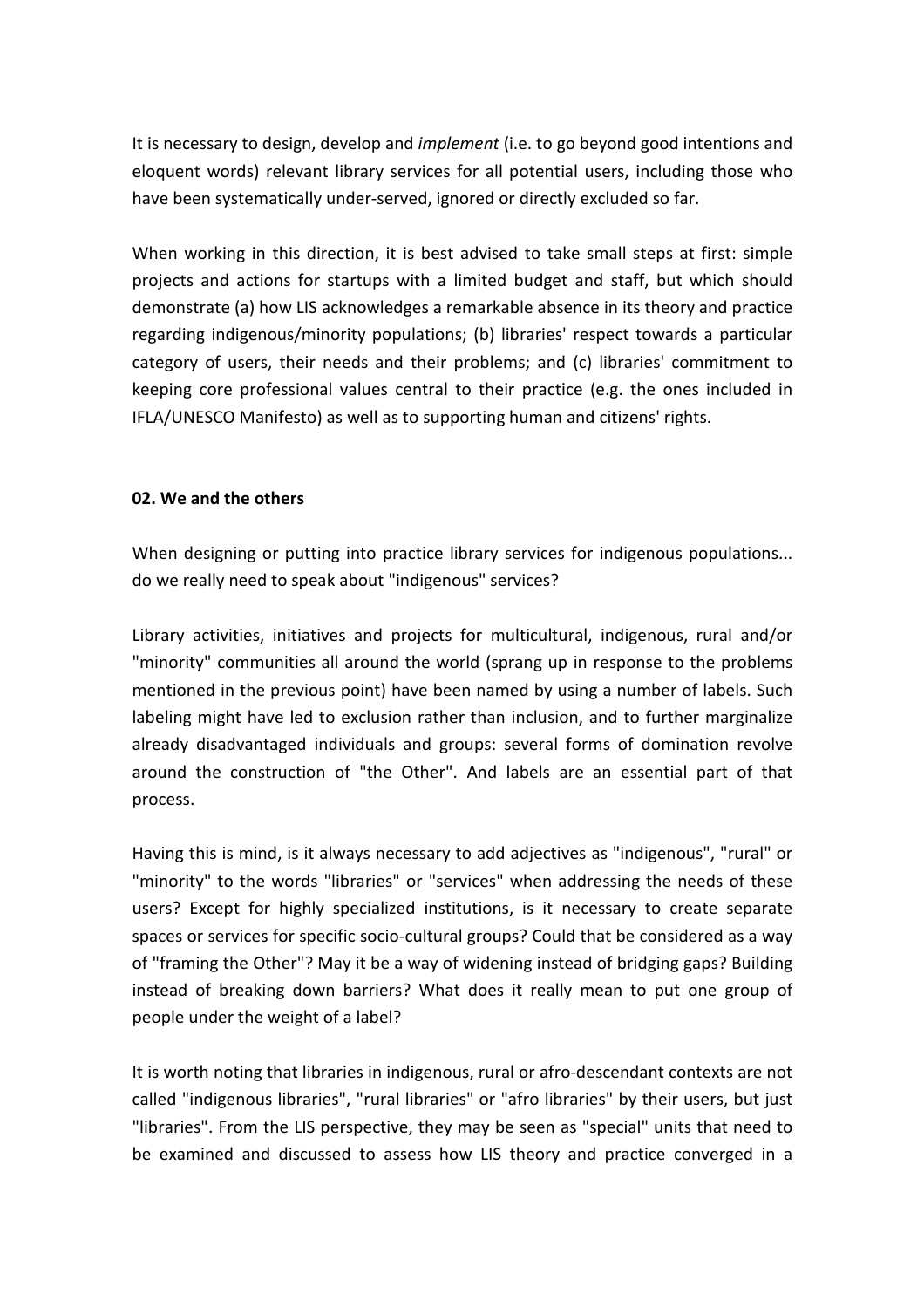It is necessary to design, develop and *implement* (i.e. to go beyond good intentions and eloquent words) relevant library services for all potential users, including those who have been systematically under-served, ignored or directly excluded so far.

When working in this direction, it is best advised to take small steps at first: simple projects and actions for startups with a limited budget and staff, but which should demonstrate (a) how LIS acknowledges a remarkable absence in its theory and practice regarding indigenous/minority populations; (b) libraries' respect towards a particular category of users, their needs and their problems; and (c) libraries' commitment to keeping core professional values central to their practice (e.g. the ones included in IFLA/UNESCO Manifesto) as well as to supporting human and citizens' rights.

### 02. We and the others

When designing or putting into practice library services for indigenous populations... do we really need to speak about "indigenous" services?

Library activities, initiatives and projects for multicultural, indigenous, rural and/or "minority" communities all around the world (sprang up in response to the problems mentioned in the previous point) have been named by using a number of labels. Such labeling might have led to exclusion rather than inclusion, and to further marginalize already disadvantaged individuals and groups: several forms of domination revolve around the construction of "the Other". And labels are an essential part of that process.

Having this is mind, is it always necessary to add adjectives as "indigenous", "rural" or "minority" to the words "libraries" or "services" when addressing the needs of these users? Except for highly specialized institutions, is it necessary to create separate spaces or services for specific socio-cultural groups? Could that be considered as a way of "framing the Other"? May it be a way of widening instead of bridging gaps? Building instead of breaking down barriers? What does it really mean to put one group of people under the weight of a label?

It is worth noting that libraries in indigenous, rural or afro-descendant contexts are not called "indigenous libraries", "rural libraries" or "afro libraries" by their users, but just "libraries". From the LIS perspective, they may be seen as "special" units that need to be examined and discussed to assess how LIS theory and practice converged in a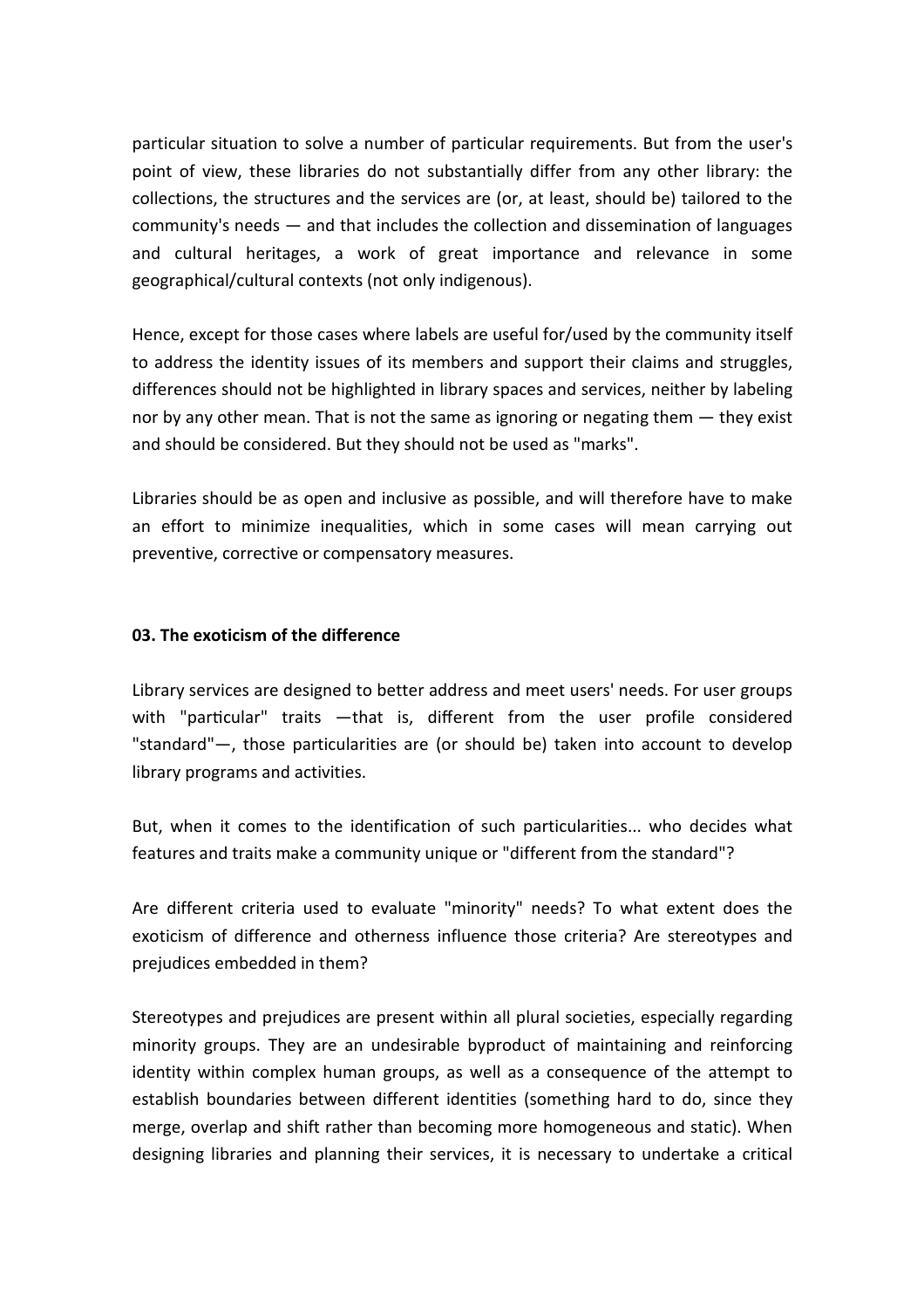particular situation to solve a number of particular requirements. But from the user's point of view, these libraries do not substantially differ from any other library: the collections, the structures and the services are (or, at least, should be) tailored to the community's needs — and that includes the collection and dissemination of languages and cultural heritages, a work of great importance and relevance in some geographical/cultural contexts (not only indigenous).

Hence, except for those cases where labels are useful for/used by the community itself to address the identity issues of its members and support their claims and struggles, differences should not be highlighted in library spaces and services, neither by labeling nor by any other mean. That is not the same as ignoring or negating them — they exist and should be considered. But they should not be used as "marks".

Libraries should be as open and inclusive as possible, and will therefore have to make an effort to minimize inequalities, which in some cases will mean carrying out preventive, corrective or compensatory measures.

### 03. The exoticism of the difference

Library services are designed to better address and meet users' needs. For user groups with "particular" traits —that is, different from the user profile considered "standard"—, those particularities are (or should be) taken into account to develop library programs and activities.

But, when it comes to the identification of such particularities... who decides what features and traits make a community unique or "different from the standard"?

Are different criteria used to evaluate "minority" needs? To what extent does the exoticism of difference and otherness influence those criteria? Are stereotypes and prejudices embedded in them?

Stereotypes and prejudices are present within all plural societies, especially regarding minority groups. They are an undesirable byproduct of maintaining and reinforcing identity within complex human groups, as well as a consequence of the attempt to establish boundaries between different identities (something hard to do, since they merge, overlap and shift rather than becoming more homogeneous and static). When designing libraries and planning their services, it is necessary to undertake a critical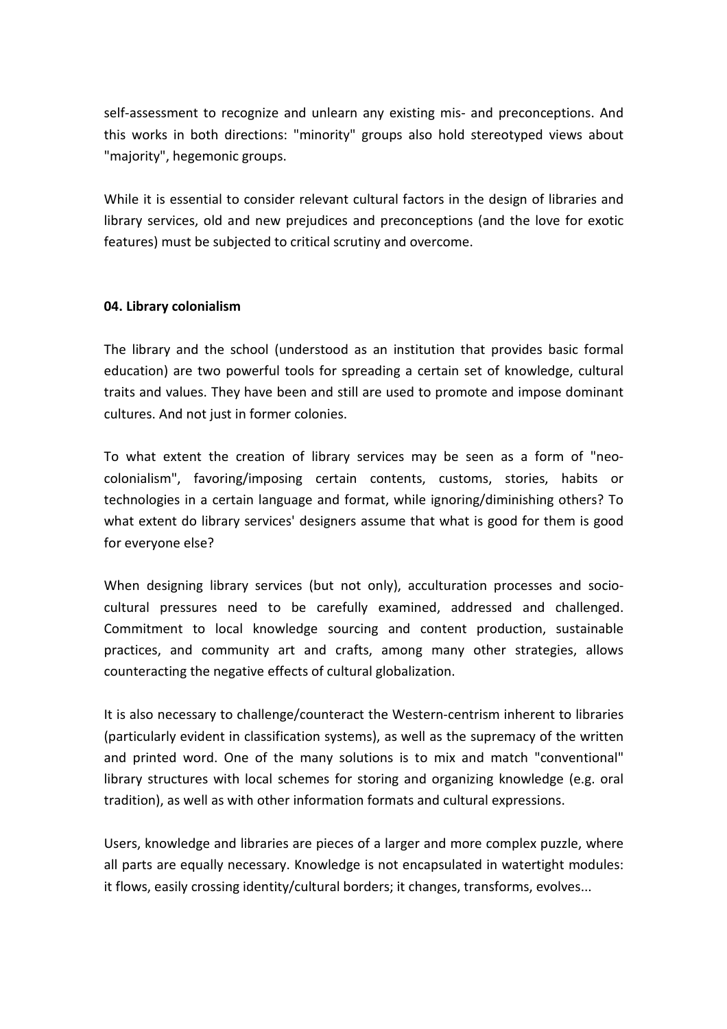self-assessment to recognize and unlearn any existing mis- and preconceptions. And this works in both directions: "minority" groups also hold stereotyped views about "majority", hegemonic groups.

While it is essential to consider relevant cultural factors in the design of libraries and library services, old and new prejudices and preconceptions (and the love for exotic features) must be subjected to critical scrutiny and overcome.

**04. Library colonialism**

The library and the school (understood as an institution that provides basic formal education) are two powerful tools for spreading a certain set of knowledge, cultural traits and values. They have been and still are used to promote and impose dominant cultures. And not just in former colonies.

To what extent the creation of library services may be seen as a form of "neo-colonialism", favoring/imposing certain contents, customs, stories, habits or technologies in a certain language and format, while ignoring/diminishing others? To what extent do library services' designers assume that what is good for them is good for everyone else?

When designing library services (but not only), acculturation processes and socio-cultural pressures need to be carefully examined, addressed and challenged. Commitment to local knowledge sourcing and content production, sustainable practices, and community art and crafts, among many other strategies, allows counteracting the negative effects of cultural globalization.

It is also necessary to challenge/counteract the Western-centrism inherent to libraries (particularly evident in classification systems), as well as the supremacy of the written and printed word. One of the many solutions is to mix and match "conventional" library structures with local schemes for storing and organizing knowledge (e.g. oral tradition), as well as with other information formats and cultural expressions.

Users, knowledge and libraries are pieces of a larger and more complex puzzle, where all parts are equally necessary. Knowledge is not encapsulated in watertight modules: it flows, easily crossing identity/cultural borders; it changes, transforms, evolves...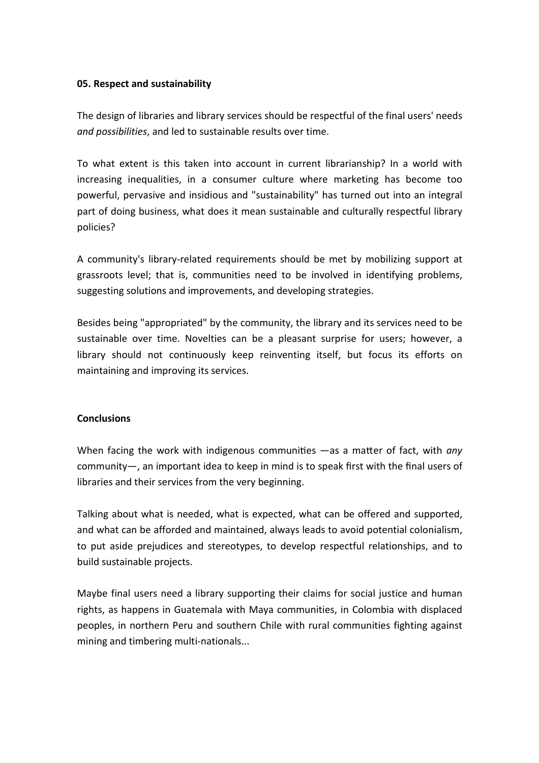**05. Respect and sustainability**

The design of libraries and library services should be respectful of the final users' needs *and possibilities*, and led to sustainable results over time.

To what extent is this taken into account in current librarianship? In a world with increasing inequalities, in a consumer culture where marketing has become too powerful, pervasive and insidious and "sustainability" has turned out into an integral part of doing business, what does it mean sustainable and culturally respectful library policies?

A community's library-related requirements should be met by mobilizing support at grassroots level; that is, communities need to be involved in identifying problems, suggesting solutions and improvements, and developing strategies.

Besides being "appropriated" by the community, the library and its services need to be sustainable over time. Novelties can be a pleasant surprise for users; however, a library should not continuously keep reinventing itself, but focus its efforts on maintaining and improving its services.

**Conclusions**

When facing the work with indigenous communities —as a matter of fact, with *any* community—, an important idea to keep in mind is to speak first with the final users of libraries and their services from the very beginning.

Talking about what is needed, what is expected, what can be offered and supported, and what can be afforded and maintained, always leads to avoid potential colonialism, to put aside prejudices and stereotypes, to develop respectful relationships, and to build sustainable projects.

Maybe final users need a library supporting their claims for social justice and human rights, as happens in Guatemala with Maya communities, in Colombia with displaced peoples, in northern Peru and southern Chile with rural communities fighting against mining and timbering multi-nationals...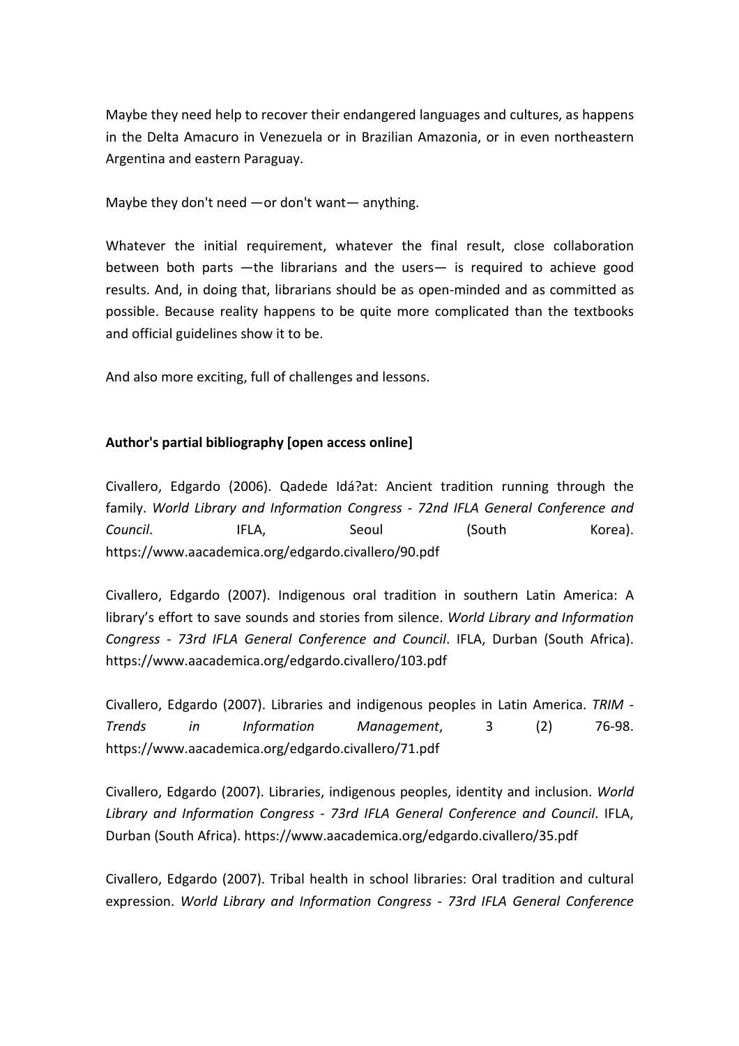Maybe they need help to recover their endangered languages and cultures, as happens in the Delta Amacuro in Venezuela or in Brazilian Amazonia, or in even northeastern Argentina and eastern Paraguay.

Maybe they don't need —or don't want— anything.

Whatever the initial requirement, whatever the final result, close collaboration between both parts —the librarians and the users— is required to achieve good results. And, in doing that, librarians should be as open-minded and as committed as possible. Because reality happens to be quite more complicated than the textbooks and official guidelines show it to be.

And also more exciting, full of challenges and lessons.

**Author's partial bibliography [open access online]**

Civallero, Edgardo (2006). Qadede Idá?at: Ancient tradition running through the family. *World Library and Information Congress - 72nd IFLA General Conference and Council*. IFLA, Seoul (South Korea). https://www.aacademica.org/edgardo.civallero/90.pdf

Civallero, Edgardo (2007). Indigenous oral tradition in southern Latin America: A library's effort to save sounds and stories from silence. *World Library and Information Congress - 73rd IFLA General Conference and Council*. IFLA, Durban (South Africa). https://www.aacademica.org/edgardo.civallero/103.pdf

Civallero, Edgardo (2007). Libraries and indigenous peoples in Latin America. *TRIM - Trends in Information Management*, 3 (2) 76-98. https://www.aacademica.org/edgardo.civallero/71.pdf

Civallero, Edgardo (2007). Libraries, indigenous peoples, identity and inclusion. *World Library and Information Congress - 73rd IFLA General Conference and Council*. IFLA, Durban (South Africa). https://www.aacademica.org/edgardo.civallero/35.pdf

Civallero, Edgardo (2007). Tribal health in school libraries: Oral tradition and cultural expression. *World Library and Information Congress - 73rd IFLA General Conference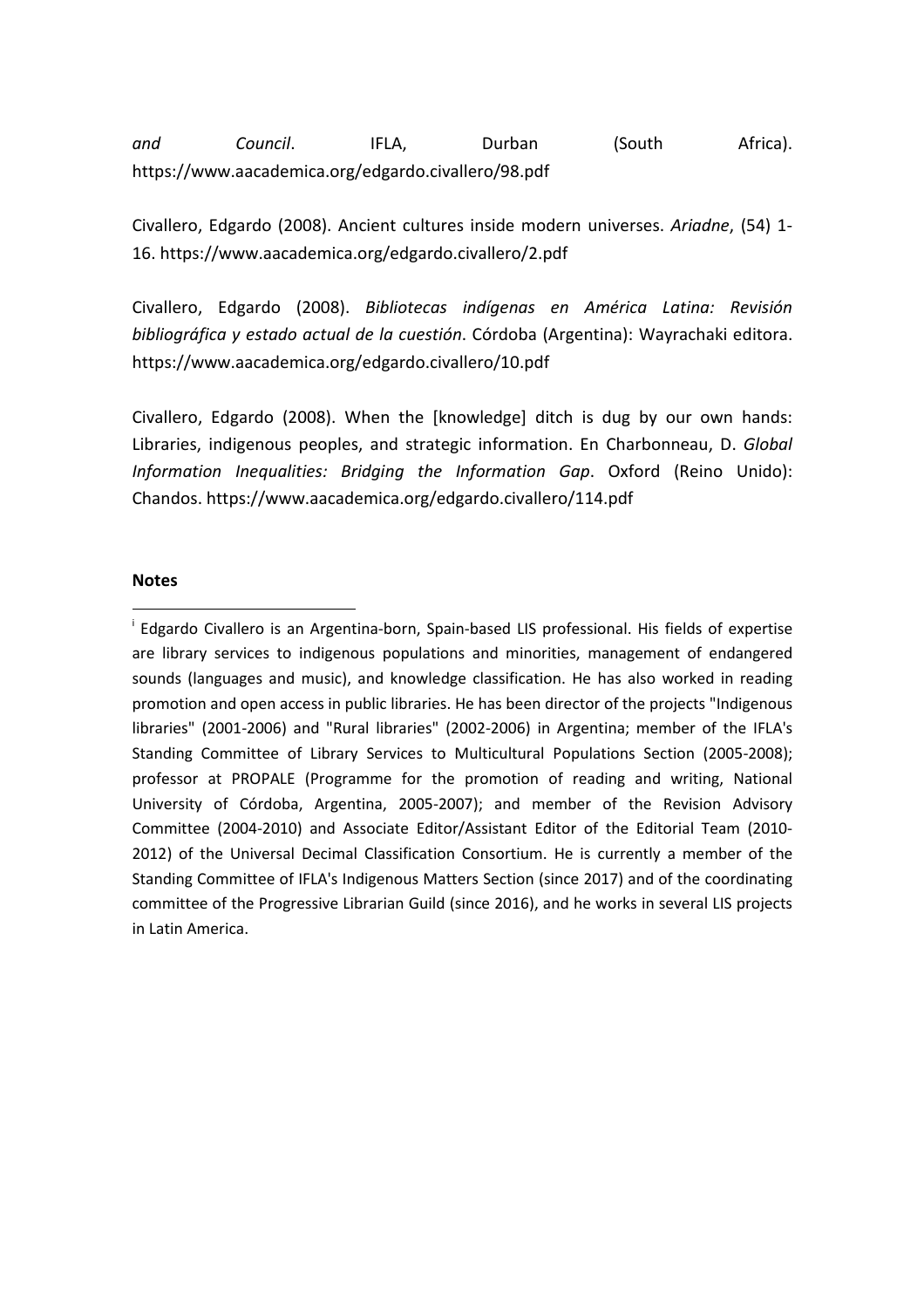*and Council*. IFLA, Durban (South Africa). https://www.aacademica.org/edgardo.civallero/98.pdf

Civallero, Edgardo (2008). Ancient cultures inside modern universes. *Ariadne*, (54) 1-16. https://www.aacademica.org/edgardo.civallero/2.pdf

Civallero, Edgardo (2008). *Bibliotecas indígenas en América Latina: Revisión bibliográfica y estado actual de la cuestión*. Córdoba (Argentina): Wayrachaki editora. https://www.aacademica.org/edgardo.civallero/10.pdf

Civallero, Edgardo (2008). When the [knowledge] ditch is dug by our own hands: Libraries, indigenous peoples, and strategic information. En Charbonneau, D. *Global Information Inequalities: Bridging the Information Gap*. Oxford (Reino Unido): Chandos. https://www.aacademica.org/edgardo.civallero/114.pdf

**Notes**

---

[i] Edgardo Civallero is an Argentina-born, Spain-based LIS professional. His fields of expertise are library services to indigenous populations and minorities, management of endangered sounds (languages and music), and knowledge classification. He has also worked in reading promotion and open access in public libraries. He has been director of the projects "Indigenous libraries" (2001-2006) and "Rural libraries" (2002-2006) in Argentina; member of the IFLA's Standing Committee of Library Services to Multicultural Populations Section (2005-2008); professor at PROPALE (Programme for the promotion of reading and writing, National University of Córdoba, Argentina, 2005-2007); and member of the Revision Advisory Committee (2004-2010) and Associate Editor/Assistant Editor of the Editorial Team (2010-2012) of the Universal Decimal Classification Consortium. He is currently a member of the Standing Committee of IFLA's Indigenous Matters Section (since 2017) and of the coordinating committee of the Progressive Librarian Guild (since 2016), and he works in several LIS projects in Latin America.